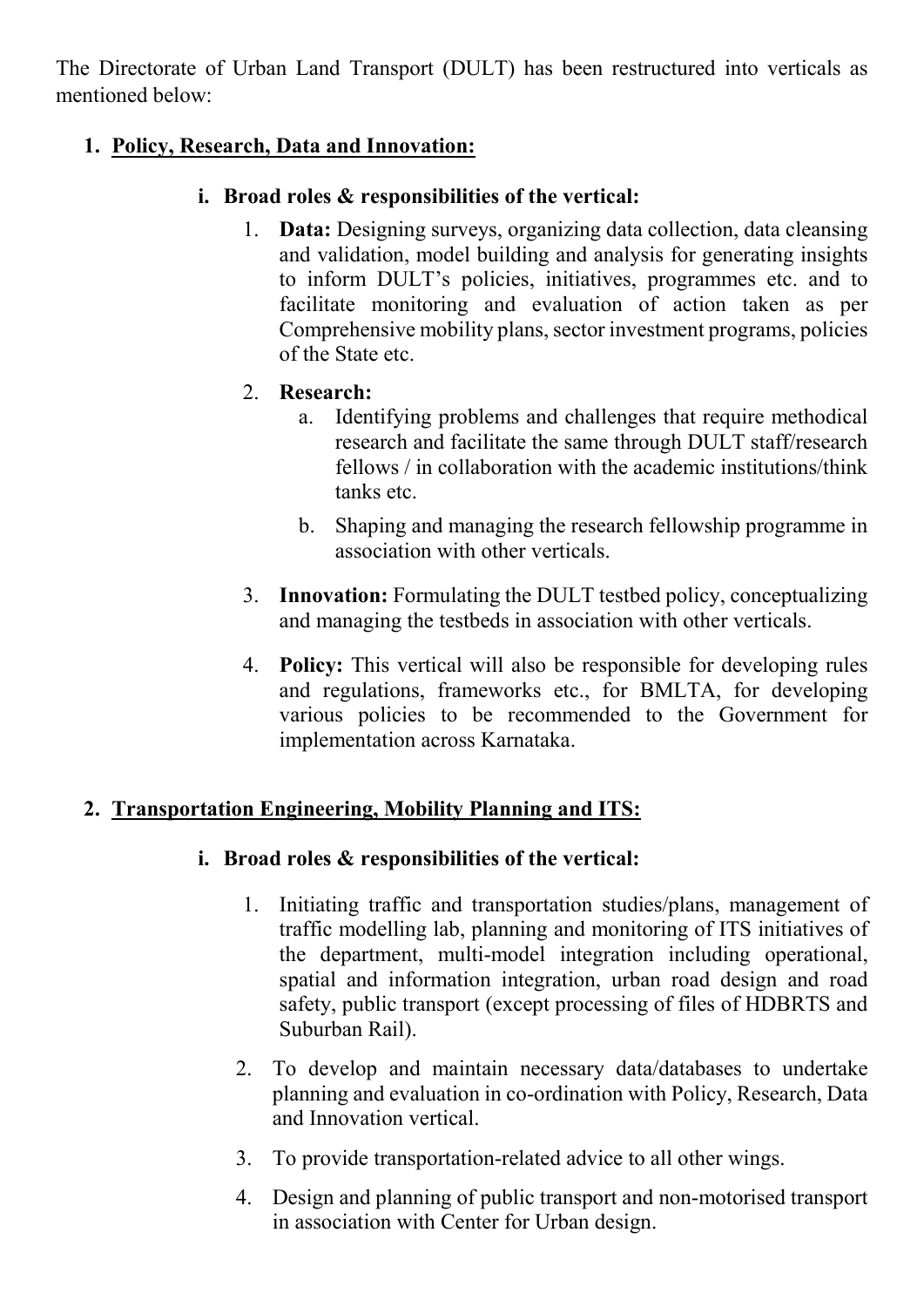The Directorate of Urban Land Transport (DULT) has been restructured into verticals as mentioned below:

1. **Policy, Research, Data and Innovation:**

   i. **Broad roles & responsibilities of the vertical:**

      1. **Data:** Designing surveys, organizing data collection, data cleansing and validation, model building and analysis for generating insights to inform DULT's policies, initiatives, programmes etc. and to facilitate monitoring and evaluation of action taken as per Comprehensive mobility plans, sector investment programs, policies of the State etc.
      2. **Research:**
         a. Identifying problems and challenges that require methodical research and facilitate the same through DULT staff/research fellows / in collaboration with the academic institutions/think tanks etc.
         b. Shaping and managing the research fellowship programme in association with other verticals.
      3. **Innovation:** Formulating the DULT testbed policy, conceptualizing and managing the testbeds in association with other verticals.
      4. **Policy:** This vertical will also be responsible for developing rules and regulations, frameworks etc., for BMLTA, for developing various policies to be recommended to the Government for implementation across Karnataka.

2. **Transportation Engineering, Mobility Planning and ITS:**

   i. **Broad roles & responsibilities of the vertical:**

      1. Initiating traffic and transportation studies/plans, management of traffic modelling lab, planning and monitoring of ITS initiatives of the department, multi-model integration including operational, spatial and information integration, urban road design and road safety, public transport (except processing of files of HDBRTS and Suburban Rail).
      2. To develop and maintain necessary data/databases to undertake planning and evaluation in co-ordination with Policy, Research, Data and Innovation vertical.
      3. To provide transportation-related advice to all other wings.
      4. Design and planning of public transport and non-motorised transport in association with Center for Urban design.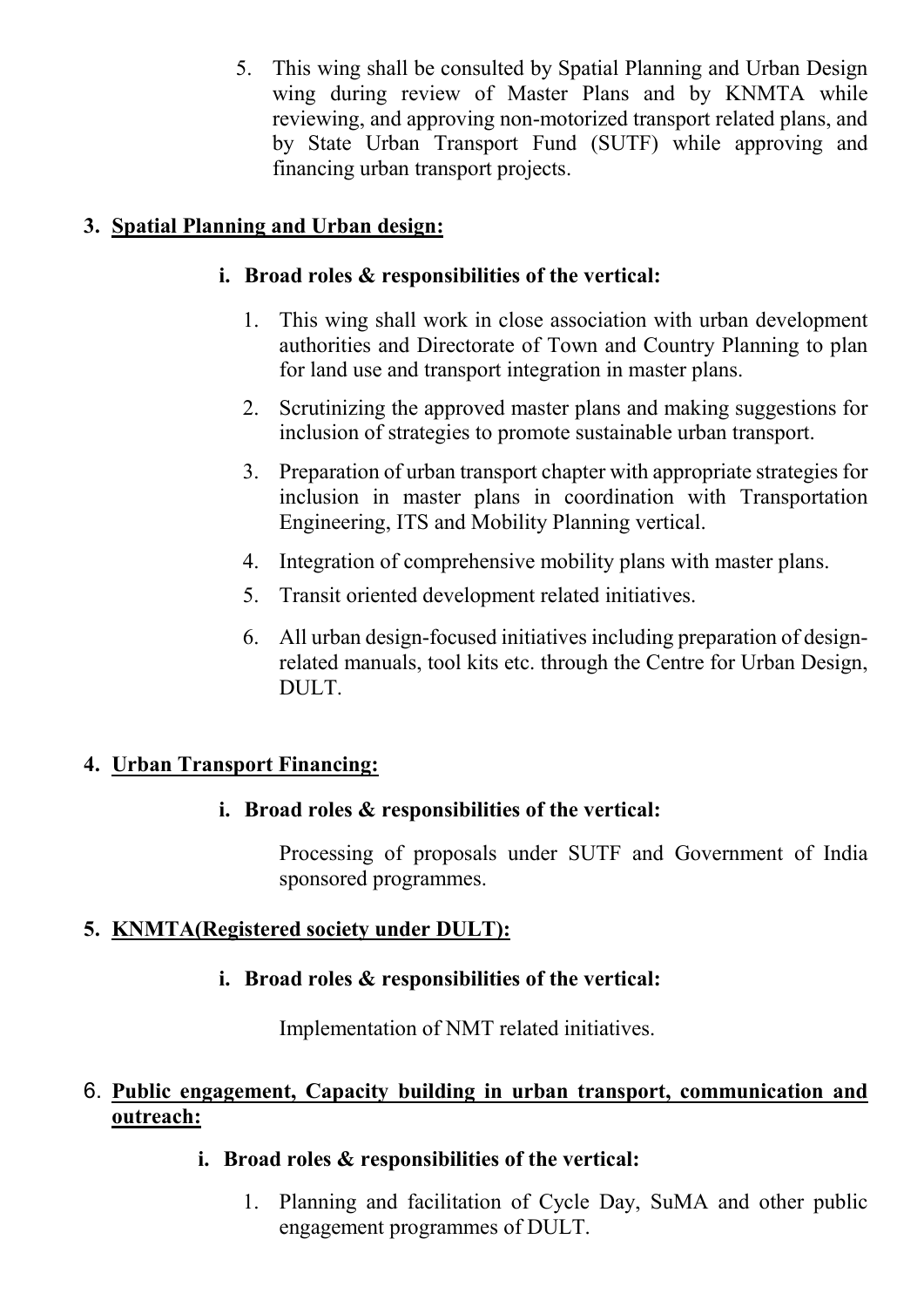5. This wing shall be consulted by Spatial Planning and Urban Design wing during review of Master Plans and by KNMTA while reviewing, and approving non-motorized transport related plans, and by State Urban Transport Fund (SUTF) while approving and financing urban transport projects.

## 3. Spatial Planning and Urban design:

### i. Broad roles & responsibilities of the vertical:

1. This wing shall work in close association with urban development authorities and Directorate of Town and Country Planning to plan for land use and transport integration in master plans.
2. Scrutinizing the approved master plans and making suggestions for inclusion of strategies to promote sustainable urban transport.
3. Preparation of urban transport chapter with appropriate strategies for inclusion in master plans in coordination with Transportation Engineering, ITS and Mobility Planning vertical.
4. Integration of comprehensive mobility plans with master plans.
5. Transit oriented development related initiatives.
6. All urban design-focused initiatives including preparation of design-related manuals, tool kits etc. through the Centre for Urban Design, DULT.

## 4. Urban Transport Financing:

### i. Broad roles & responsibilities of the vertical:

Processing of proposals under SUTF and Government of India sponsored programmes.

## 5. KNMTA(Registered society under DULT):

### i. Broad roles & responsibilities of the vertical:

Implementation of NMT related initiatives.

## 6. Public engagement, Capacity building in urban transport, communication and outreach:

### i. Broad roles & responsibilities of the vertical:

1. Planning and facilitation of Cycle Day, SuMA and other public engagement programmes of DULT.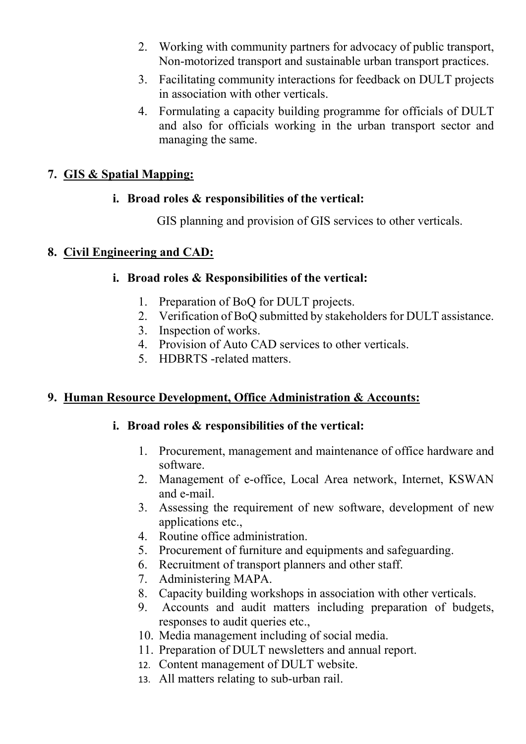2. Working with community partners for advocacy of public transport, Non-motorized transport and sustainable urban transport practices.
3. Facilitating community interactions for feedback on DULT projects in association with other verticals.
4. Formulating a capacity building programme for officials of DULT and also for officials working in the urban transport sector and managing the same.

## 7. <u>GIS & Spatial Mapping:</u>

### i. Broad roles & responsibilities of the vertical:

GIS planning and provision of GIS services to other verticals.

## 8. <u>Civil Engineering and CAD:</u>

### i. Broad roles & Responsibilities of the vertical:

1. Preparation of BoQ for DULT projects.
2. Verification of BoQ submitted by stakeholders for DULT assistance.
3. Inspection of works.
4. Provision of Auto CAD services to other verticals.
5. HDBRTS -related matters.

## 9. <u>Human Resource Development, Office Administration & Accounts:</u>

### i. Broad roles & responsibilities of the vertical:

1. Procurement, management and maintenance of office hardware and software.
2. Management of e-office, Local Area network, Internet, KSWAN and e-mail.
3. Assessing the requirement of new software, development of new applications etc.,
4. Routine office administration.
5. Procurement of furniture and equipments and safeguarding.
6. Recruitment of transport planners and other staff.
7. Administering MAPA.
8. Capacity building workshops in association with other verticals.
9. Accounts and audit matters including preparation of budgets, responses to audit queries etc.,
10. Media management including of social media.
11. Preparation of DULT newsletters and annual report.
12. Content management of DULT website.
13. All matters relating to sub-urban rail.